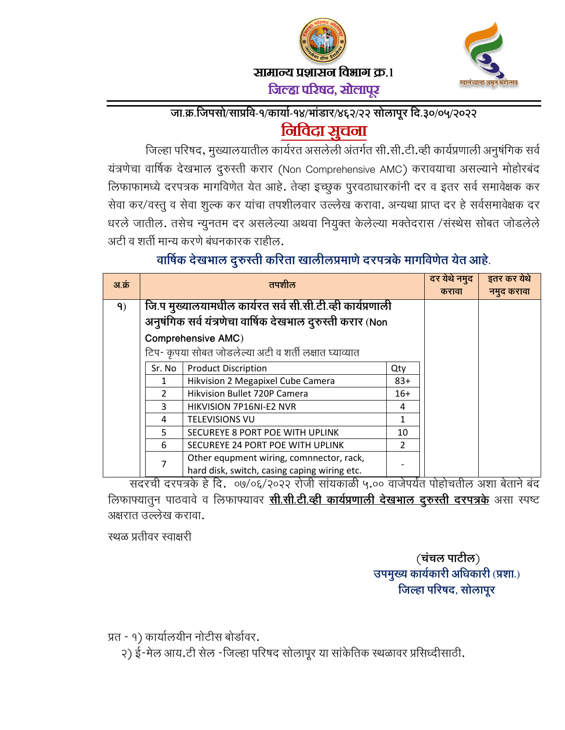**सामान्य प्रशासन विभाग क्र.1**

**जिल्हा परिषद, सोलापूर**

स्वातंत्र्याचा अमृत महोत्सव

**जा.क्र.जिपसो/साप्रवि-१/कार्या-१४/भांडार/४६२/२२ सोलापूर दि.३०/०५/२०२२**

# निविदा सुचना

जिल्हा परिषद, मुख्यालयातील कार्यरत असलेली अंतर्गत सी.सी.टी.व्ही कार्यप्रणाली अनुषंगिक सर्व यंत्रणेचा वार्षिक देखभाल दुरुस्ती करार (Non Comprehensive AMC) करावयाचा असल्याने मोहोरबंद लिफाफामध्ये दरपत्रक मागविणेत येत आहे. तेव्हा इच्छुक पुरवठाधारकांनी दर व इतर सर्व समावेक्षक कर सेवा कर/वस्तु व सेवा शुल्क कर यांचा तपशीलवार उल्लेख करावा. अन्यथा प्राप्त दर हे सर्वसमावेक्षक दर धरले जातील. तसेच न्युनतम दर असलेल्या अथवा नियुक्त केलेल्या मक्तेदरास /संस्थेस सोबत जोडलेले अटी व शर्ती मान्य करणे बंधनकारक राहील.

**वार्षिक देखभाल दुरुस्ती करिता खालीलप्रमाणे दरपत्रके मागविणेत येत आहे.**

| अ.क्रं | तपशील | दर येथे नमुद करावा | इतर कर येथे नमुद करावा |
|---|---|---|---|
| १) | **जि.प मुख्यालयामधील कार्यरत सर्व सी.सी.टी.व्ही कार्यप्रणाली अनुषंगिक सर्व यंत्रणेचा वार्षिक देखभाल दुरुस्ती करार (Non Comprehensive AMC)**<br>टिप- कृपया सोबत जोडलेल्या अटी व शर्ती लक्षात घ्याव्यात | | |

| Sr. No | Product Discription | Qty |
|---|---|---|
| 1 | Hikvision 2 Megapixel Cube Camera | 83+ |
| 2 | Hikvision Bullet 720P Camera | 16+ |
| 3 | HIKVISION 7P16NI-E2 NVR | 4 |
| 4 | TELEVISIONS VU | 1 |
| 5 | SECUREYE 8 PORT POE WITH UPLINK | 10 |
| 6 | SECUREYE 24 PORT POE WITH UPLINK | 2 |
| 7 | Other equpment wiring, comnnector, rack, hard disk, switch, casing caping wiring etc. | - |

सदरची दरपत्रके हे दि. ०७/०६/२०२२ रोजी सांयकाळी ५.०० वाजेपर्यंत पोहोचतील अशा बेताने बंद लिफाफ्यातुन पाठवावे व लिफाफ्यावर <u>**सी.सी.टी.व्ही कार्यप्रणाली देखभाल दुरुस्ती दरपत्रके**</u> असा स्पष्ट अक्षरात उल्लेख करावा.

स्थळ प्रतीवर स्वाक्षरी

**(चंचल पाटील)**
**उपमुख्य कार्यकारी अधिकारी (प्रशा.)**
**जिल्हा परिषद, सोलापूर**

प्रत - १) कार्यालयीन नोटीस बोर्डावर.
२) ई-मेल आय.टी सेल -जिल्हा परिषद सोलापूर या सांकेतिक स्थळावर प्रसिध्दीसाठी.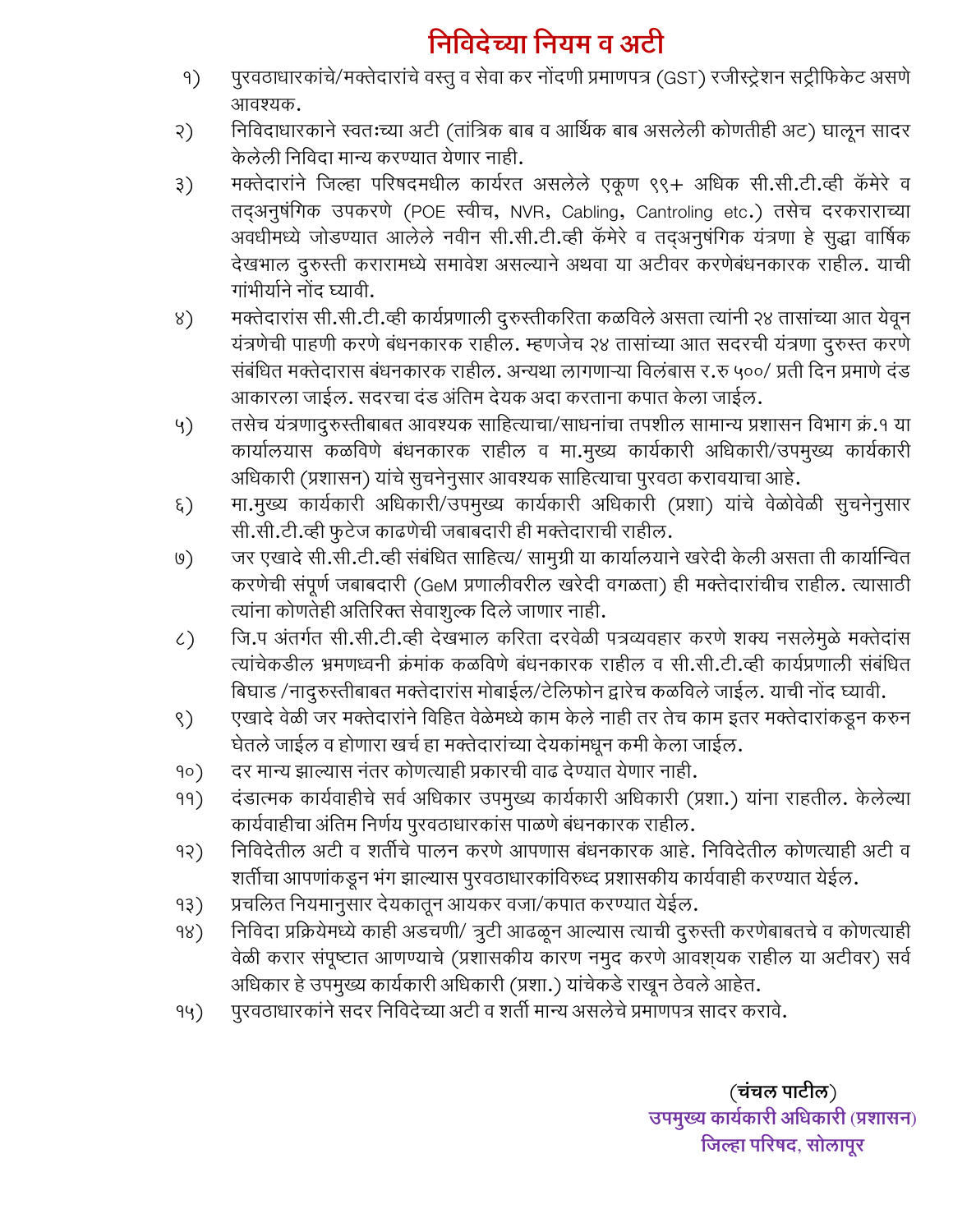# निविदेच्या नियम व अटी

१) पुरवठाधारकांचे/मक्तेदारांचे वस्तु व सेवा कर नोंदणी प्रमाणपत्र (GST) रजीस्ट्रेशन सट्रीफिकेट असणे आवश्यक.

२) निविदाधारकाने स्वतःच्या अटी (तांत्रिक बाब व आर्थिक बाब असलेली कोणतीही अट) घालून सादर केलेली निविदा मान्य करण्यात येणार नाही.

३) मक्तेदारांने जिल्हा परिषदमधील कार्यरत असलेले एकूण ९९+ अधिक सी.सी.टी.व्ही कॅमेरे व तद्अनुषंगिक उपकरणे (POE स्वीच, NVR, Cabling, Cantroling etc.) तसेच दरकराराच्या अवधीमध्ये जोडण्यात आलेले नवीन सी.सी.टी.व्ही कॅमेरे व तद्अनुषंगिक यंत्रणा हे सुद्धा वार्षिक देखभाल दुरुस्ती करारामध्ये समावेश असल्याने अथवा या अटीवर करणेबंधनकारक राहील. याची गांभीर्याने नोंद घ्यावी.

४) मक्तेदारांस सी.सी.टी.व्ही कार्यप्रणाली दुरुस्तीकरिता कळविले असता त्यांनी २४ तासांच्या आत येवून यंत्रणेची पाहणी करणे बंधनकारक राहील. म्हणजेच २४ तासांच्या आत सदरची यंत्रणा दुरुस्त करणे संबंधित मक्तेदारास बंधनकारक राहील. अन्यथा लागणाऱ्या विलंबास र.रु ५००/ प्रती दिन प्रमाणे दंड आकारला जाईल. सदरचा दंड अंतिम देयक अदा करताना कपात केला जाईल.

५) तसेच यंत्रणादुरुस्तीबाबत आवश्यक साहित्याचा/साधनांचा तपशील सामान्य प्रशासन विभाग क्रं.१ या कार्यालयास कळविणे बंधनकारक राहील व मा.मुख्य कार्यकारी अधिकारी/उपमुख्य कार्यकारी अधिकारी (प्रशासन) यांचे सुचनेनुसार आवश्यक साहित्याचा पुरवठा करावयाचा आहे.

६) मा.मुख्य कार्यकारी अधिकारी/उपमुख्य कार्यकारी अधिकारी (प्रशा) यांचे वेळोवेळी सुचनेनुसार सी.सी.टी.व्ही फुटेज काढणेची जबाबदारी ही मक्तेदाराची राहील.

७) जर एखादे सी.सी.टी.व्ही संबंधित साहित्य/ सामुग्री या कार्यालयाने खरेदी केली असता ती कार्यान्वित करणेची संपूर्ण जबाबदारी (GeM प्रणालीवरील खरेदी वगळता) ही मक्तेदारांचीच राहील. त्यासाठी त्यांना कोणतेही अतिरिक्त सेवाशुल्क दिले जाणार नाही.

८) जि.प अंतर्गत सी.सी.टी.व्ही देखभाल करिता दरवेळी पत्रव्यवहार करणे शक्य नसलेमुळे मक्तेदांस त्यांचेकडील भ्रमणध्वनी क्रंमांक कळविणे बंधनकारक राहील व सी.सी.टी.व्ही कार्यप्रणाली संबंधित बिघाड /नादुरुस्तीबाबत मक्तेदारांस मोबाईल/टेलिफोन द्वारेच कळविले जाईल. याची नोंद घ्यावी.

९) एखादे वेळी जर मक्तेदारांने विहित वेळेमध्ये काम केले नाही तर तेच काम इतर मक्तेदारांकडून करुन घेतले जाईल व होणारा खर्च हा मक्तेदारांच्या देयकांमधून कमी केला जाईल.

१०) दर मान्य झाल्यास नंतर कोणत्याही प्रकारची वाढ देण्यात येणार नाही.

११) दंडात्मक कार्यवाहीचे सर्व अधिकार उपमुख्य कार्यकारी अधिकारी (प्रशा.) यांना राहतील. केलेल्या कार्यवाहीचा अंतिम निर्णय पुरवठाधारकांस पाळणे बंधनकारक राहील.

१२) निविदेतील अटी व शर्तीचे पालन करणे आपणास बंधनकारक आहे. निविदेतील कोणत्याही अटी व शर्तीचा आपणांकडून भंग झाल्यास पुरवठाधारकांविरुध्द प्रशासकीय कार्यवाही करण्यात येईल.

१३) प्रचलित नियमानुसार देयकातून आयकर वजा/कपात करण्यात येईल.

१४) निविदा प्रक्रियेमध्ये काही अडचणी/ त्रुटी आढळून आल्यास त्याची दुरुस्ती करणेबाबतचे व कोणत्याही वेळी करार संपूष्टात आणण्याचे (प्रशासकीय कारण नमुद करणे आवश्यक राहील या अटीवर) सर्व अधिकार हे उपमुख्य कार्यकारी अधिकारी (प्रशा.) यांचेकडे राखून ठेवले आहेत.

१५) पुरवठाधारकांने सदर निविदेच्या अटी व शर्ती मान्य असलेचे प्रमाणपत्र सादर करावे.

**(चंचल पाटील)**
**उपमुख्य कार्यकारी अधिकारी (प्रशासन)**
**जिल्हा परिषद, सोलापूर**